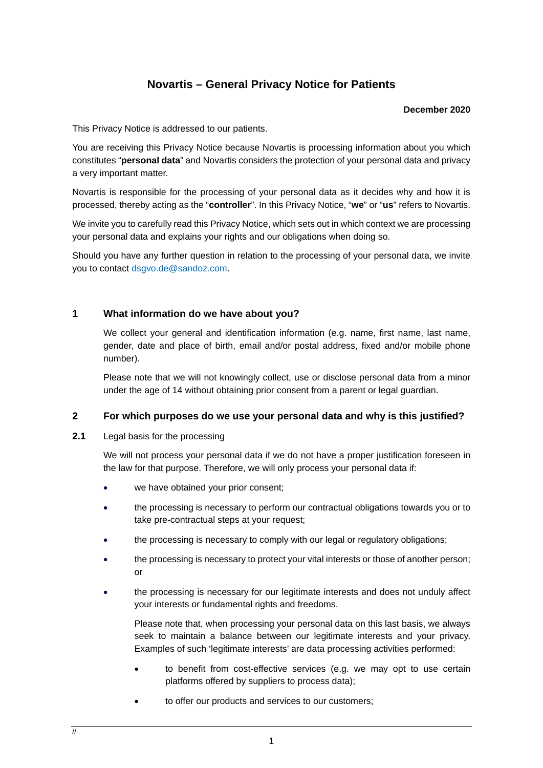# Novartis – General Privacy Notice for Patients

**December 2020**

This Privacy Notice is addressed to our patients.

You are receiving this Privacy Notice because Novartis is processing information about you which constitutes "**personal data**" and Novartis considers the protection of your personal data and privacy a very important matter.

Novartis is responsible for the processing of your personal data as it decides why and how it is processed, thereby acting as the "**controller**". In this Privacy Notice, "**we**" or "**us**" refers to Novartis.

We invite you to carefully read this Privacy Notice, which sets out in which context we are processing your personal data and explains your rights and our obligations when doing so.

Should you have any further question in relation to the processing of your personal data, we invite you to contact dsgvo.de@sandoz.com.

## 1 What information do we have about you?

We collect your general and identification information (e.g. name, first name, last name, gender, date and place of birth, email and/or postal address, fixed and/or mobile phone number).

Please note that we will not knowingly collect, use or disclose personal data from a minor under the age of 14 without obtaining prior consent from a parent or legal guardian.

## 2 For which purposes do we use your personal data and why is this justified?

### 2.1 Legal basis for the processing

We will not process your personal data if we do not have a proper justification foreseen in the law for that purpose. Therefore, we will only process your personal data if:

- we have obtained your prior consent;
- the processing is necessary to perform our contractual obligations towards you or to take pre-contractual steps at your request;
- the processing is necessary to comply with our legal or regulatory obligations;
- the processing is necessary to protect your vital interests or those of another person; or
- the processing is necessary for our legitimate interests and does not unduly affect your interests or fundamental rights and freedoms.

  Please note that, when processing your personal data on this last basis, we always seek to maintain a balance between our legitimate interests and your privacy. Examples of such 'legitimate interests' are data processing activities performed:

  - to benefit from cost-effective services (e.g. we may opt to use certain platforms offered by suppliers to process data);
  - to offer our products and services to our customers;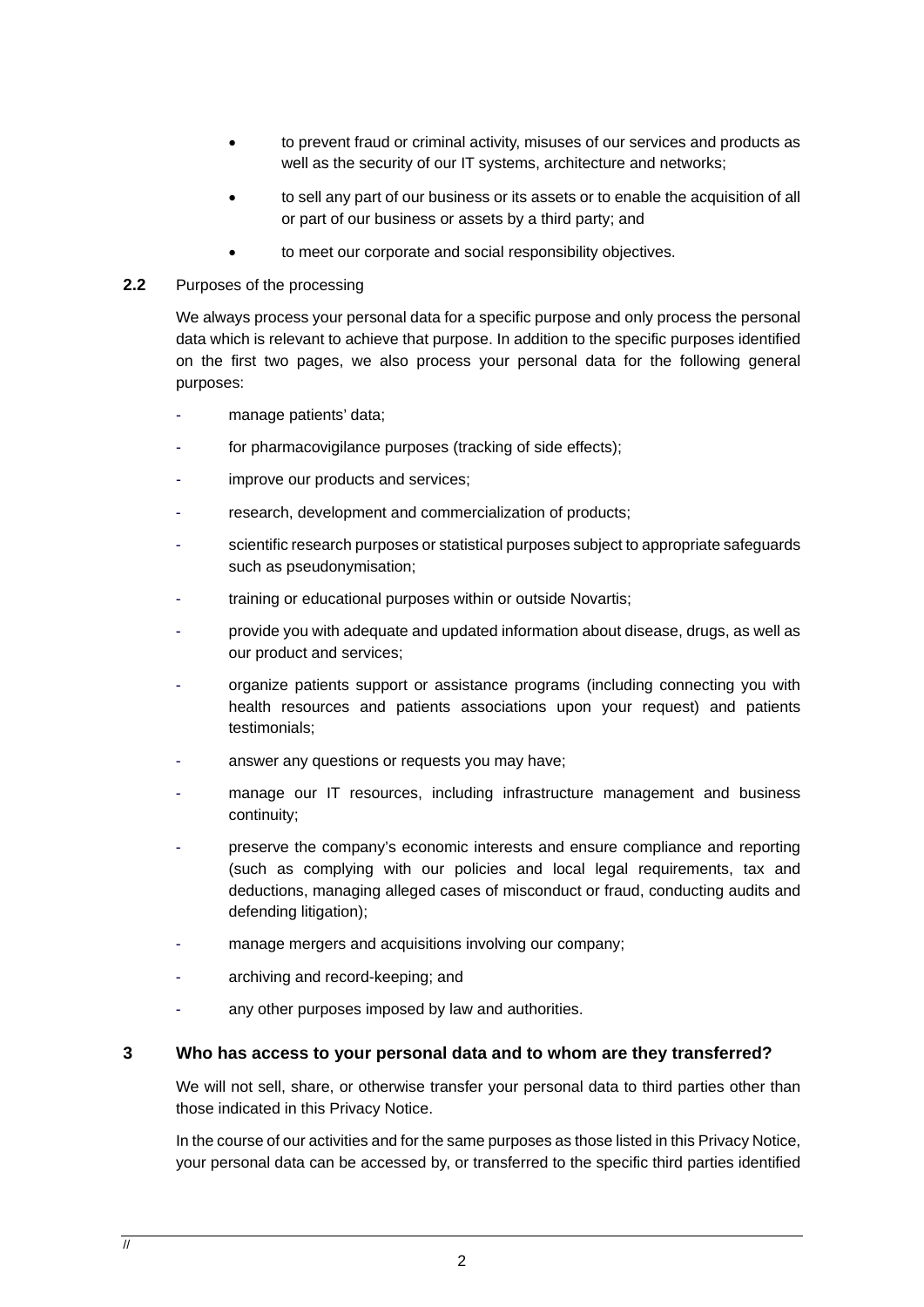- to prevent fraud or criminal activity, misuses of our services and products as well as the security of our IT systems, architecture and networks;
- to sell any part of our business or its assets or to enable the acquisition of all or part of our business or assets by a third party; and
- to meet our corporate and social responsibility objectives.

**2.2** Purposes of the processing

We always process your personal data for a specific purpose and only process the personal data which is relevant to achieve that purpose. In addition to the specific purposes identified on the first two pages, we also process your personal data for the following general purposes:

- manage patients' data;
- for pharmacovigilance purposes (tracking of side effects);
- improve our products and services;
- research, development and commercialization of products;
- scientific research purposes or statistical purposes subject to appropriate safeguards such as pseudonymisation;
- training or educational purposes within or outside Novartis;
- provide you with adequate and updated information about disease, drugs, as well as our product and services;
- organize patients support or assistance programs (including connecting you with health resources and patients associations upon your request) and patients testimonials;
- answer any questions or requests you may have;
- manage our IT resources, including infrastructure management and business continuity;
- preserve the company's economic interests and ensure compliance and reporting (such as complying with our policies and local legal requirements, tax and deductions, managing alleged cases of misconduct or fraud, conducting audits and defending litigation);
- manage mergers and acquisitions involving our company;
- archiving and record-keeping; and
- any other purposes imposed by law and authorities.

## 3 Who has access to your personal data and to whom are they transferred?

We will not sell, share, or otherwise transfer your personal data to third parties other than those indicated in this Privacy Notice.

In the course of our activities and for the same purposes as those listed in this Privacy Notice, your personal data can be accessed by, or transferred to the specific third parties identified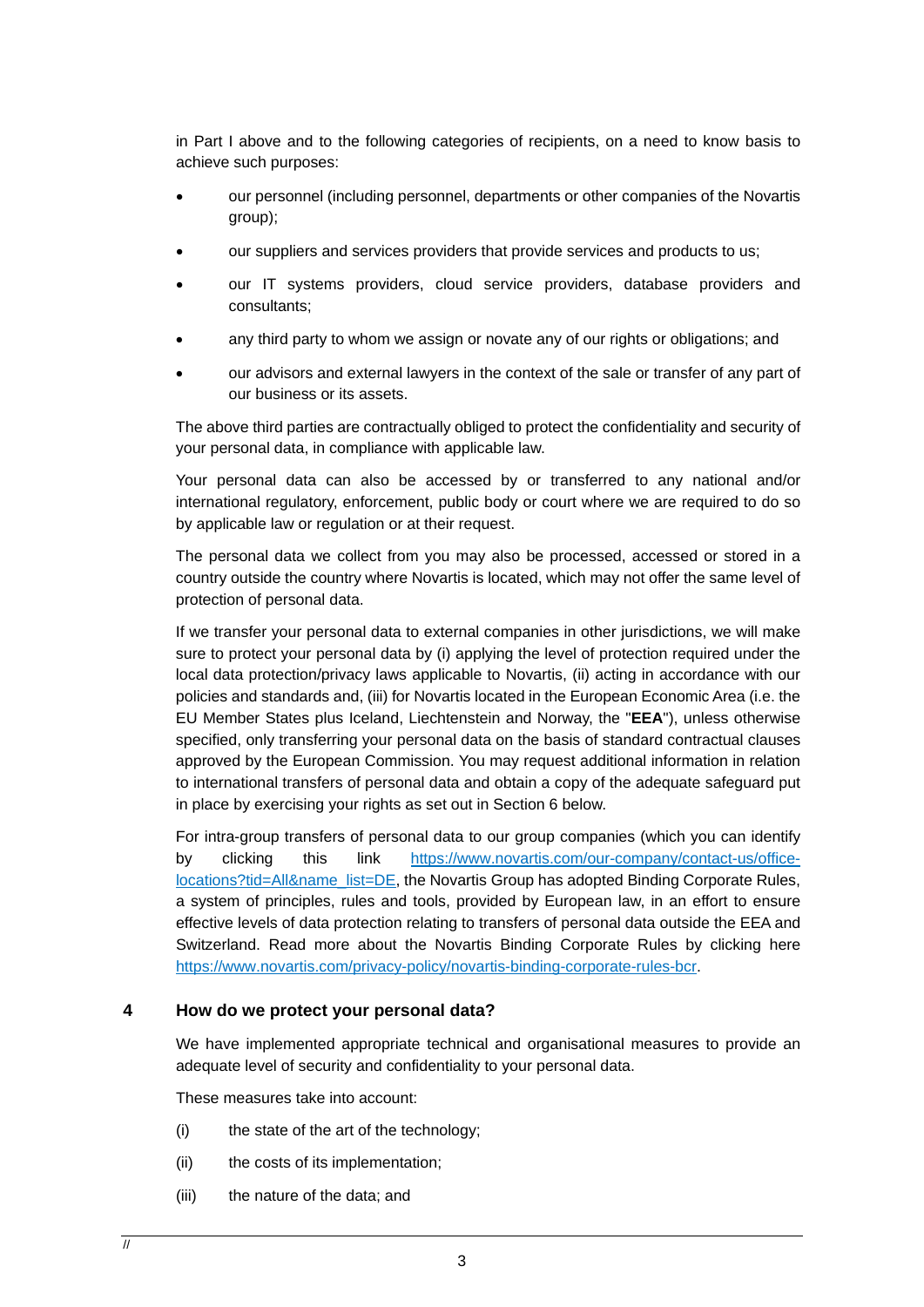in Part I above and to the following categories of recipients, on a need to know basis to achieve such purposes:

- our personnel (including personnel, departments or other companies of the Novartis group);
- our suppliers and services providers that provide services and products to us;
- our IT systems providers, cloud service providers, database providers and consultants;
- any third party to whom we assign or novate any of our rights or obligations; and
- our advisors and external lawyers in the context of the sale or transfer of any part of our business or its assets.

The above third parties are contractually obliged to protect the confidentiality and security of your personal data, in compliance with applicable law.

Your personal data can also be accessed by or transferred to any national and/or international regulatory, enforcement, public body or court where we are required to do so by applicable law or regulation or at their request.

The personal data we collect from you may also be processed, accessed or stored in a country outside the country where Novartis is located, which may not offer the same level of protection of personal data.

If we transfer your personal data to external companies in other jurisdictions, we will make sure to protect your personal data by (i) applying the level of protection required under the local data protection/privacy laws applicable to Novartis, (ii) acting in accordance with our policies and standards and, (iii) for Novartis located in the European Economic Area (i.e. the EU Member States plus Iceland, Liechtenstein and Norway, the "**EEA**"), unless otherwise specified, only transferring your personal data on the basis of standard contractual clauses approved by the European Commission. You may request additional information in relation to international transfers of personal data and obtain a copy of the adequate safeguard put in place by exercising your rights as set out in Section 6 below.

For intra-group transfers of personal data to our group companies (which you can identify by clicking this link https://www.novartis.com/our-company/contact-us/office-locations?tid=All&name_list=DE, the Novartis Group has adopted Binding Corporate Rules, a system of principles, rules and tools, provided by European law, in an effort to ensure effective levels of data protection relating to transfers of personal data outside the EEA and Switzerland. Read more about the Novartis Binding Corporate Rules by clicking here https://www.novartis.com/privacy-policy/novartis-binding-corporate-rules-bcr.

## 4 How do we protect your personal data?

We have implemented appropriate technical and organisational measures to provide an adequate level of security and confidentiality to your personal data.

These measures take into account:

(i) the state of the art of the technology;

(ii) the costs of its implementation;

(iii) the nature of the data; and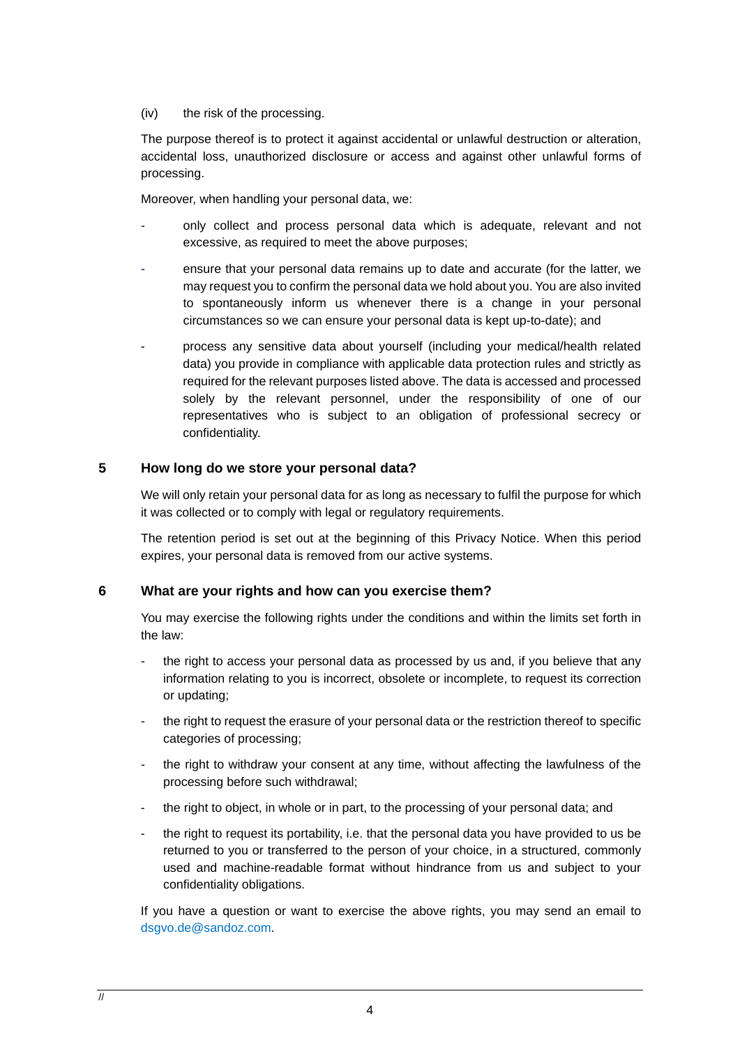(iv) the risk of the processing.

The purpose thereof is to protect it against accidental or unlawful destruction or alteration, accidental loss, unauthorized disclosure or access and against other unlawful forms of processing.

Moreover, when handling your personal data, we:

- only collect and process personal data which is adequate, relevant and not excessive, as required to meet the above purposes;
- ensure that your personal data remains up to date and accurate (for the latter, we may request you to confirm the personal data we hold about you. You are also invited to spontaneously inform us whenever there is a change in your personal circumstances so we can ensure your personal data is kept up-to-date); and
- process any sensitive data about yourself (including your medical/health related data) you provide in compliance with applicable data protection rules and strictly as required for the relevant purposes listed above. The data is accessed and processed solely by the relevant personnel, under the responsibility of one of our representatives who is subject to an obligation of professional secrecy or confidentiality.

## 5 How long do we store your personal data?

We will only retain your personal data for as long as necessary to fulfil the purpose for which it was collected or to comply with legal or regulatory requirements.

The retention period is set out at the beginning of this Privacy Notice. When this period expires, your personal data is removed from our active systems.

## 6 What are your rights and how can you exercise them?

You may exercise the following rights under the conditions and within the limits set forth in the law:

- the right to access your personal data as processed by us and, if you believe that any information relating to you is incorrect, obsolete or incomplete, to request its correction or updating;
- the right to request the erasure of your personal data or the restriction thereof to specific categories of processing;
- the right to withdraw your consent at any time, without affecting the lawfulness of the processing before such withdrawal;
- the right to object, in whole or in part, to the processing of your personal data; and
- the right to request its portability, i.e. that the personal data you have provided to us be returned to you or transferred to the person of your choice, in a structured, commonly used and machine-readable format without hindrance from us and subject to your confidentiality obligations.

If you have a question or want to exercise the above rights, you may send an email to dsgvo.de@sandoz.com.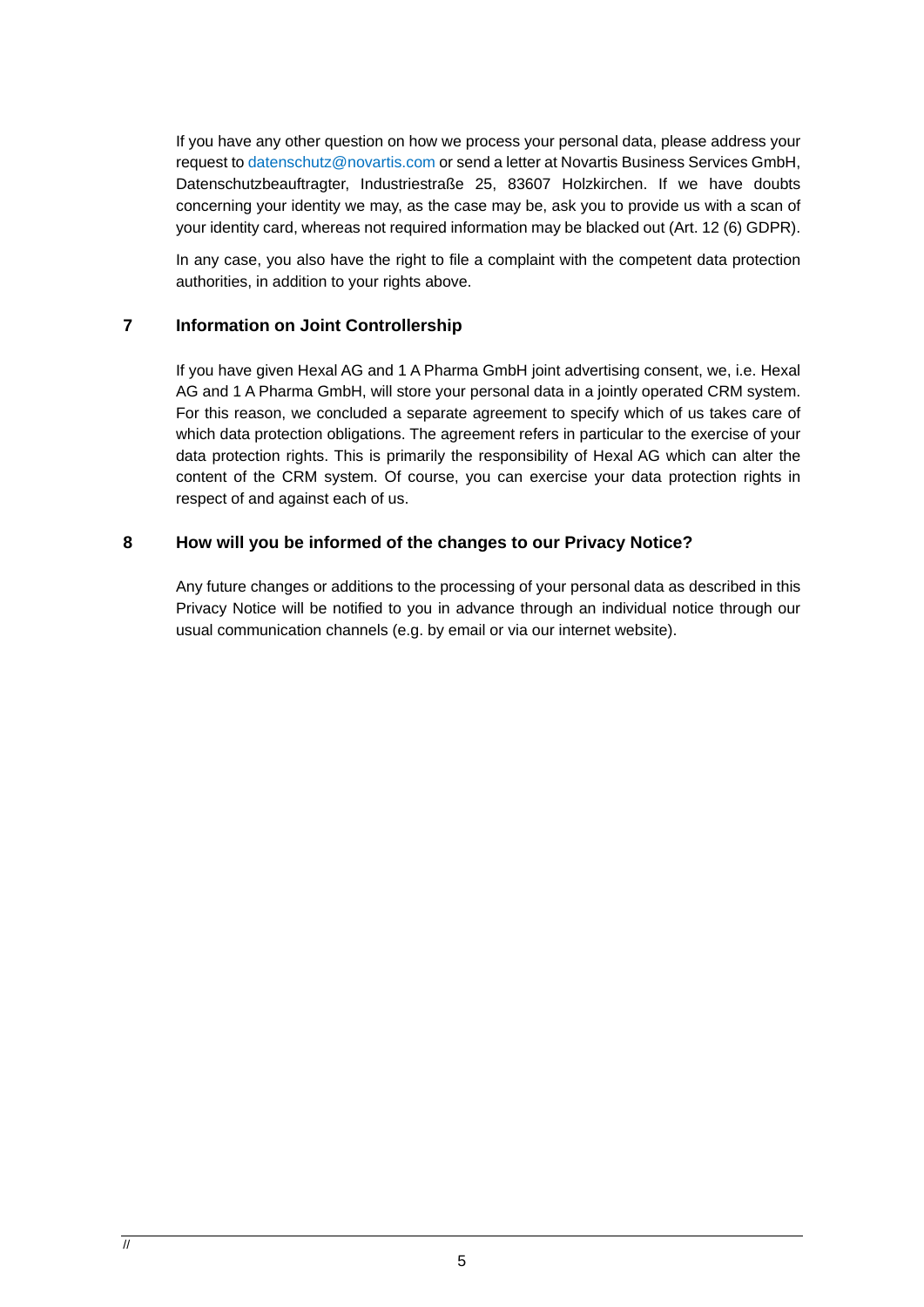If you have any other question on how we process your personal data, please address your request to datenschutz@novartis.com or send a letter at Novartis Business Services GmbH, Datenschutzbeauftragter, Industriestraße 25, 83607 Holzkirchen. If we have doubts concerning your identity we may, as the case may be, ask you to provide us with a scan of your identity card, whereas not required information may be blacked out (Art. 12 (6) GDPR).

In any case, you also have the right to file a complaint with the competent data protection authorities, in addition to your rights above.

## 7 Information on Joint Controllership

If you have given Hexal AG and 1 A Pharma GmbH joint advertising consent, we, i.e. Hexal AG and 1 A Pharma GmbH, will store your personal data in a jointly operated CRM system. For this reason, we concluded a separate agreement to specify which of us takes care of which data protection obligations. The agreement refers in particular to the exercise of your data protection rights. This is primarily the responsibility of Hexal AG which can alter the content of the CRM system. Of course, you can exercise your data protection rights in respect of and against each of us.

## 8 How will you be informed of the changes to our Privacy Notice?

Any future changes or additions to the processing of your personal data as described in this Privacy Notice will be notified to you in advance through an individual notice through our usual communication channels (e.g. by email or via our internet website).